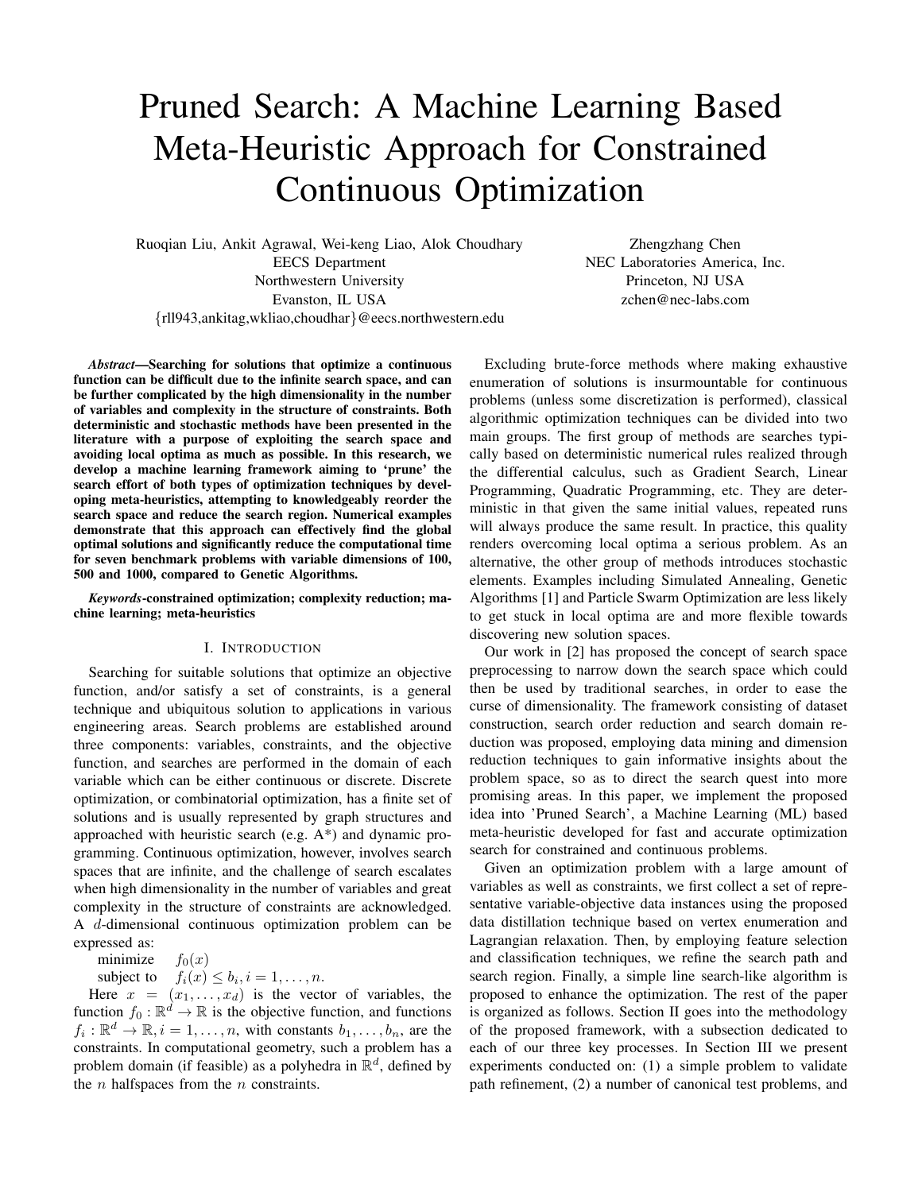# Pruned Search: A Machine Learning Based Meta-Heuristic Approach for Constrained Continuous Optimization

Ruoqian Liu, Ankit Agrawal, Wei-keng Liao, Alok Choudhary
EECS Department
Northwestern University
Evanston, IL USA
{rll943,ankitag,wkliao,choudhar}@eecs.northwestern.edu

Zhengzhang Chen
NEC Laboratories America, Inc.
Princeton, NJ USA
zchen@nec-labs.com

***Abstract*—Searching for solutions that optimize a continuous function can be difficult due to the infinite search space, and can be further complicated by the high dimensionality in the number of variables and complexity in the structure of constraints. Both deterministic and stochastic methods have been presented in the literature with a purpose of exploiting the search space and avoiding local optima as much as possible. In this research, we develop a machine learning framework aiming to 'prune' the search effort of both types of optimization techniques by developing meta-heuristics, attempting to knowledgeably reorder the search space and reduce the search region. Numerical examples demonstrate that this approach can effectively find the global optimal solutions and significantly reduce the computational time for seven benchmark problems with variable dimensions of 100, 500 and 1000, compared to Genetic Algorithms.**

***Keywords*-constrained optimization; complexity reduction; machine learning; meta-heuristics**

## I. Introduction

Searching for suitable solutions that optimize an objective function, and/or satisfy a set of constraints, is a general technique and ubiquitous solution to applications in various engineering areas. Search problems are established around three components: variables, constraints, and the objective function, and searches are performed in the domain of each variable which can be either continuous or discrete. Discrete optimization, or combinatorial optimization, has a finite set of solutions and is usually represented by graph structures and approached with heuristic search (e.g. A*) and dynamic programming. Continuous optimization, however, involves search spaces that are infinite, and the challenge of search escalates when high dimensionality in the number of variables and great complexity in the structure of constraints are acknowledged. A $d$-dimensional continuous optimization problem can be expressed as:

$$\begin{aligned} \text{minimize} \quad & f_0(x) \\ \text{subject to} \quad & f_i(x) \leq b_i, i = 1, \ldots, n. \end{aligned}$$

Here $x = (x_1, \ldots, x_d)$ is the vector of variables, the function $f_0 : \mathbb{R}^d \to \mathbb{R}$ is the objective function, and functions $f_i : \mathbb{R}^d \to \mathbb{R}, i = 1, \ldots, n$, with constants $b_1, \ldots, b_n$, are the constraints. In computational geometry, such a problem has a problem domain (if feasible) as a polyhedra in $\mathbb{R}^d$, defined by the $n$ halfspaces from the $n$ constraints.

Excluding brute-force methods where making exhaustive enumeration of solutions is insurmountable for continuous problems (unless some discretization is performed), classical algorithmic optimization techniques can be divided into two main groups. The first group of methods are searches typically based on deterministic numerical rules realized through the differential calculus, such as Gradient Search, Linear Programming, Quadratic Programming, etc. They are deterministic in that given the same initial values, repeated runs will always produce the same result. In practice, this quality renders overcoming local optima a serious problem. As an alternative, the other group of methods introduces stochastic elements. Examples including Simulated Annealing, Genetic Algorithms [1] and Particle Swarm Optimization are less likely to get stuck in local optima are and more flexible towards discovering new solution spaces.

Our work in [2] has proposed the concept of search space preprocessing to narrow down the search space which could then be used by traditional searches, in order to ease the curse of dimensionality. The framework consisting of dataset construction, search order reduction and search domain reduction was proposed, employing data mining and dimension reduction techniques to gain informative insights about the problem space, so as to direct the search quest into more promising areas. In this paper, we implement the proposed idea into 'Pruned Search', a Machine Learning (ML) based meta-heuristic developed for fast and accurate optimization search for constrained and continuous problems.

Given an optimization problem with a large amount of variables as well as constraints, we first collect a set of representative variable-objective data instances using the proposed data distillation technique based on vertex enumeration and Lagrangian relaxation. Then, by employing feature selection and classification techniques, we refine the search path and search region. Finally, a simple line search-like algorithm is proposed to enhance the optimization. The rest of the paper is organized as follows. Section II goes into the methodology of the proposed framework, with a subsection dedicated to each of our three key processes. In Section III we present experiments conducted on: (1) a simple problem to validate path refinement, (2) a number of canonical test problems, and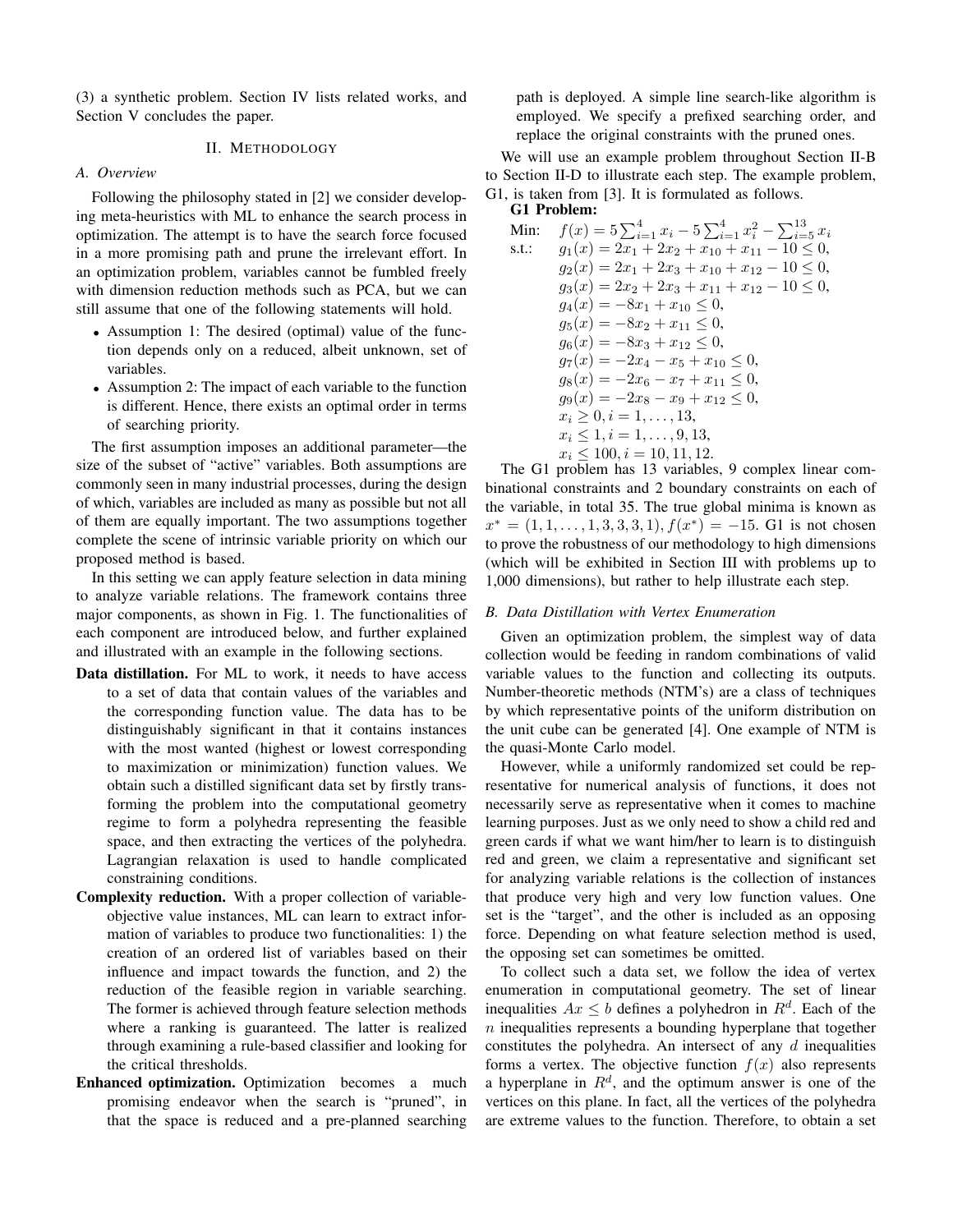(3) a synthetic problem. Section IV lists related works, and Section V concludes the paper.

## II. Methodology

### A. Overview

Following the philosophy stated in [2] we consider developing meta-heuristics with ML to enhance the search process in optimization. The attempt is to have the search force focused in a more promising path and prune the irrelevant effort. In an optimization problem, variables cannot be fumbled freely with dimension reduction methods such as PCA, but we can still assume that one of the following statements will hold.

- Assumption 1: The desired (optimal) value of the function depends only on a reduced, albeit unknown, set of variables.
- Assumption 2: The impact of each variable to the function is different. Hence, there exists an optimal order in terms of searching priority.

The first assumption imposes an additional parameter—the size of the subset of "active" variables. Both assumptions are commonly seen in many industrial processes, during the design of which, variables are included as many as possible but not all of them are equally important. The two assumptions together complete the scene of intrinsic variable priority on which our proposed method is based.

In this setting we can apply feature selection in data mining to analyze variable relations. The framework contains three major components, as shown in Fig. 1. The functionalities of each component are introduced below, and further explained and illustrated with an example in the following sections.

**Data distillation.** For ML to work, it needs to have access to a set of data that contain values of the variables and the corresponding function value. The data has to be distinguishably significant in that it contains instances with the most wanted (highest or lowest corresponding to maximization or minimization) function values. We obtain such a distilled significant data set by firstly transforming the problem into the computational geometry regime to form a polyhedra representing the feasible space, and then extracting the vertices of the polyhedra. Lagrangian relaxation is used to handle complicated constraining conditions.

**Complexity reduction.** With a proper collection of variable-objective value instances, ML can learn to extract information of variables to produce two functionalities: 1) the creation of an ordered list of variables based on their influence and impact towards the function, and 2) the reduction of the feasible region in variable searching. The former is achieved through feature selection methods where a ranking is guaranteed. The latter is realized through examining a rule-based classifier and looking for the critical thresholds.

**Enhanced optimization.** Optimization becomes a much promising endeavor when the search is "pruned", in that the space is reduced and a pre-planned searching path is deployed. A simple line search-like algorithm is employed. We specify a prefixed searching order, and replace the original constraints with the pruned ones.

We will use an example problem throughout Section II-B to Section II-D to illustrate each step. The example problem, G1, is taken from [3]. It is formulated as follows.

**G1 Problem:**

$$
\begin{aligned}
\text{Min:}\quad & f(x) = 5\sum_{i=1}^{4} x_i - 5\sum_{i=1}^{4} x_i^2 - \sum_{i=5}^{13} x_i \\
\text{s.t.:}\quad & g_1(x) = 2x_1 + 2x_2 + x_{10} + x_{11} - 10 \le 0, \\
& g_2(x) = 2x_1 + 2x_3 + x_{10} + x_{12} - 10 \le 0, \\
& g_3(x) = 2x_2 + 2x_3 + x_{11} + x_{12} - 10 \le 0, \\
& g_4(x) = -8x_1 + x_{10} \le 0, \\
& g_5(x) = -8x_2 + x_{11} \le 0, \\
& g_6(x) = -8x_3 + x_{12} \le 0, \\
& g_7(x) = -2x_4 - x_5 + x_{10} \le 0, \\
& g_8(x) = -2x_6 - x_7 + x_{11} \le 0, \\
& g_9(x) = -2x_8 - x_9 + x_{12} \le 0, \\
& x_i \ge 0, i = 1, \ldots, 13, \\
& x_i \le 1, i = 1, \ldots, 9, 13, \\
& x_i \le 100, i = 10, 11, 12.
\end{aligned}
$$

The G1 problem has 13 variables, 9 complex linear combinational constraints and 2 boundary constraints on each of the variable, in total 35. The true global minima is known as $x^* = (1, 1, \ldots, 1, 3, 3, 3, 1), f(x^*) = -15$. G1 is not chosen to prove the robustness of our methodology to high dimensions (which will be exhibited in Section III with problems up to 1,000 dimensions), but rather to help illustrate each step.

### B. Data Distillation with Vertex Enumeration

Given an optimization problem, the simplest way of data collection would be feeding in random combinations of valid variable values to the function and collecting its outputs. Number-theoretic methods (NTM's) are a class of techniques by which representative points of the uniform distribution on the unit cube can be generated [4]. One example of NTM is the quasi-Monte Carlo model.

However, while a uniformly randomized set could be representative for numerical analysis of functions, it does not necessarily serve as representative when it comes to machine learning purposes. Just as we only need to show a child red and green cards if what we want him/her to learn is to distinguish red and green, we claim a representative and significant set for analyzing variable relations is the collection of instances that produce very high and very low function values. One set is the "target", and the other is included as an opposing force. Depending on what feature selection method is used, the opposing set can sometimes be omitted.

To collect such a data set, we follow the idea of vertex enumeration in computational geometry. The set of linear inequalities $Ax \le b$ defines a polyhedron in $R^d$. Each of the $n$ inequalities represents a bounding hyperplane that together constitutes the polyhedra. An intersect of any $d$ inequalities forms a vertex. The objective function $f(x)$ also represents a hyperplane in $R^d$, and the optimum answer is one of the vertices on this plane. In fact, all the vertices of the polyhedra are extreme values to the function. Therefore, to obtain a set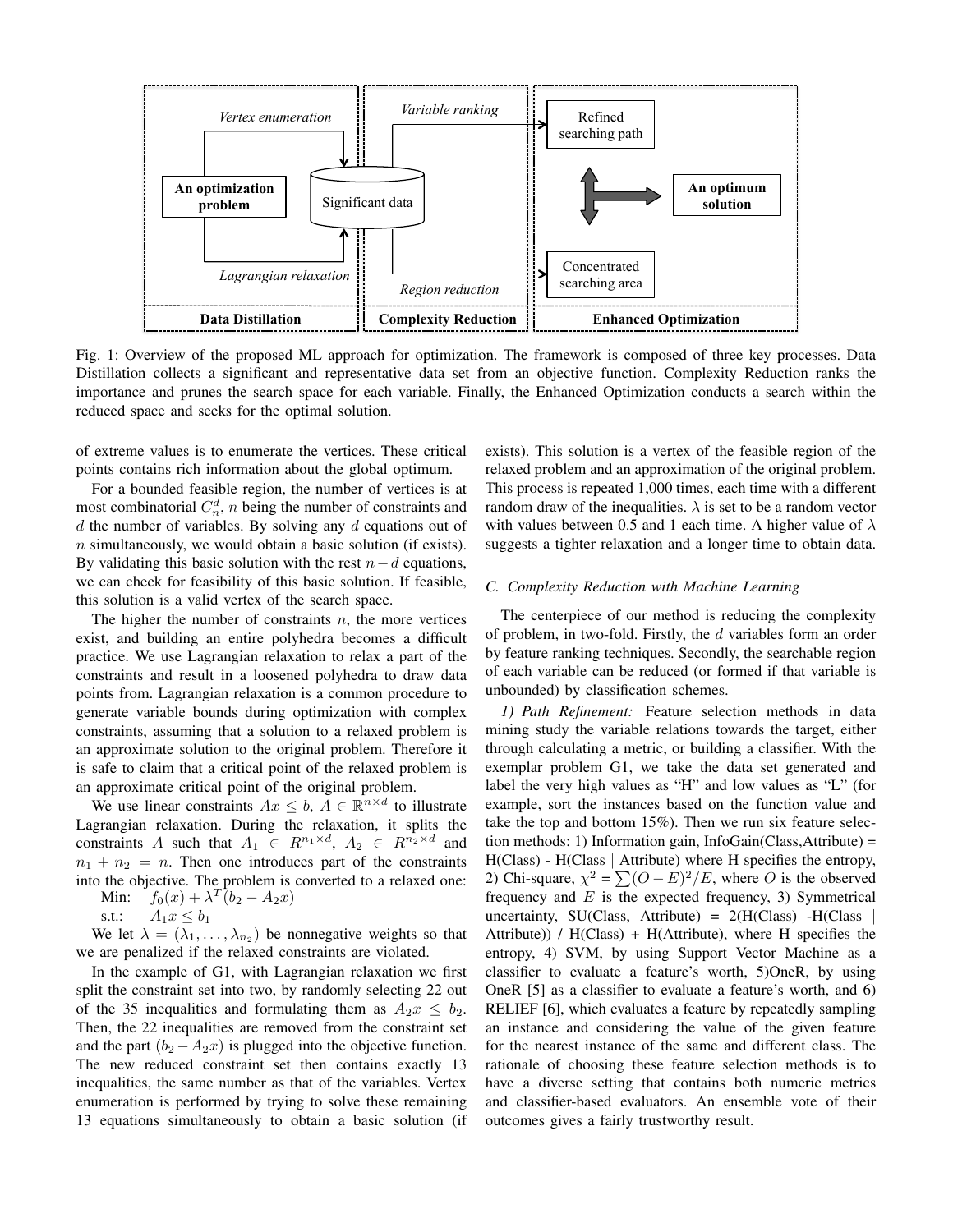Fig. 1: Overview of the proposed ML approach for optimization. The framework is composed of three key processes. Data Distillation collects a significant and representative data set from an objective function. Complexity Reduction ranks the importance and prunes the search space for each variable. Finally, the Enhanced Optimization conducts a search within the reduced space and seeks for the optimal solution.

of extreme values is to enumerate the vertices. These critical points contains rich information about the global optimum.

For a bounded feasible region, the number of vertices is at most combinatorial $C_n^d$, $n$ being the number of constraints and $d$ the number of variables. By solving any $d$ equations out of $n$ simultaneously, we would obtain a basic solution (if exists). By validating this basic solution with the rest $n-d$ equations, we can check for feasibility of this basic solution. If feasible, this solution is a valid vertex of the search space.

The higher the number of constraints $n$, the more vertices exist, and building an entire polyhedra becomes a difficult practice. We use Lagrangian relaxation to relax a part of the constraints and result in a loosened polyhedra to draw data points from. Lagrangian relaxation is a common procedure to generate variable bounds during optimization with complex constraints, assuming that a solution to a relaxed problem is an approximate solution to the original problem. Therefore it is safe to claim that a critical point of the relaxed problem is an approximate critical point of the original problem.

We use linear constraints $Ax \leq b$, $A \in \mathbb{R}^{n \times d}$ to illustrate Lagrangian relaxation. During the relaxation, it splits the constraints $A$ such that $A_1 \in R^{n_1 \times d}$, $A_2 \in R^{n_2 \times d}$ and $n_1 + n_2 = n$. Then one introduces part of the constraints into the objective. The problem is converted to a relaxed one:

Min: $f_0(x) + \lambda^T(b_2 - A_2 x)$
s.t.: $A_1 x \leq b_1$

We let $\lambda = (\lambda_1, \ldots, \lambda_{n_2})$ be nonnegative weights so that we are penalized if the relaxed constraints are violated.

In the example of G1, with Lagrangian relaxation we first split the constraint set into two, by randomly selecting 22 out of the 35 inequalities and formulating them as $A_2 x \leq b_2$. Then, the 22 inequalities are removed from the constraint set and the part $(b_2 - A_2 x)$ is plugged into the objective function. The new reduced constraint set then contains exactly 13 inequalities, the same number as that of the variables. Vertex enumeration is performed by trying to solve these remaining 13 equations simultaneously to obtain a basic solution (if exists). This solution is a vertex of the feasible region of the relaxed problem and an approximation of the original problem. This process is repeated 1,000 times, each time with a different random draw of the inequalities. $\lambda$ is set to be a random vector with values between 0.5 and 1 each time. A higher value of $\lambda$ suggests a tighter relaxation and a longer time to obtain data.

### C. Complexity Reduction with Machine Learning

The centerpiece of our method is reducing the complexity of problem, in two-fold. Firstly, the $d$ variables form an order by feature ranking techniques. Secondly, the searchable region of each variable can be reduced (or formed if that variable is unbounded) by classification schemes.

*1) Path Refinement:* Feature selection methods in data mining study the variable relations towards the target, either through calculating a metric, or building a classifier. With the exemplar problem G1, we take the data set generated and label the very high values as "H" and low values as "L" (for example, sort the instances based on the function value and take the top and bottom 15%). Then we run six feature selection methods: 1) Information gain, InfoGain(Class,Attribute) = H(Class) - H(Class | Attribute) where H specifies the entropy, 2) Chi-square, $\chi^2 = \sum (O-E)^2/E$, where $O$ is the observed frequency and $E$ is the expected frequency, 3) Symmetrical uncertainty, SU(Class, Attribute) = 2(H(Class) -H(Class | Attribute)) / H(Class) + H(Attribute), where H specifies the entropy, 4) SVM, by using Support Vector Machine as a classifier to evaluate a feature's worth, 5)OneR, by using OneR [5] as a classifier to evaluate a feature's worth, and 6) RELIEF [6], which evaluates a feature by repeatedly sampling an instance and considering the value of the given feature for the nearest instance of the same and different class. The rationale of choosing these feature selection methods is to have a diverse setting that contains both numeric metrics and classifier-based evaluators. An ensemble vote of their outcomes gives a fairly trustworthy result.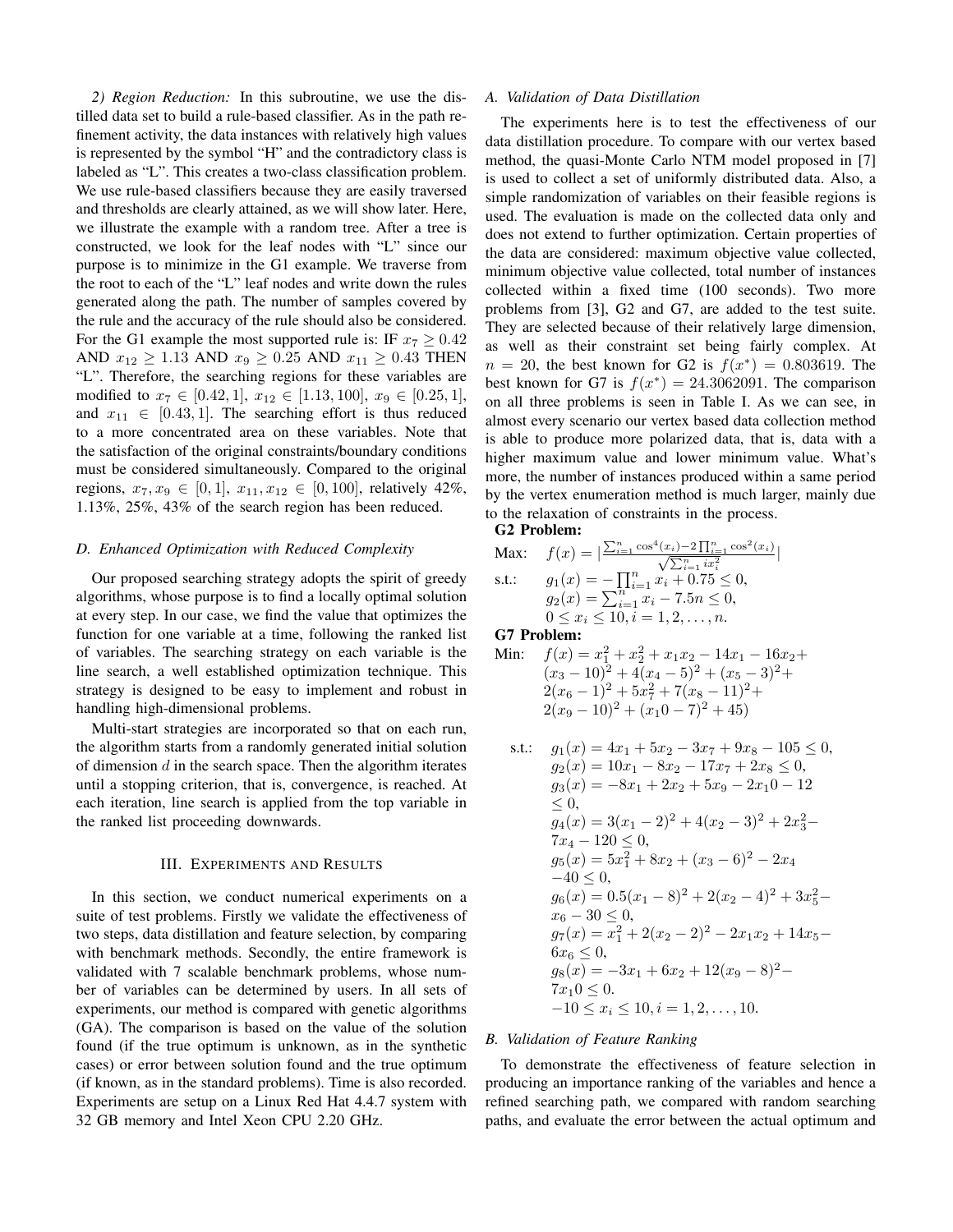*2) Region Reduction:* In this subroutine, we use the distilled data set to build a rule-based classifier. As in the path refinement activity, the data instances with relatively high values is represented by the symbol "H" and the contradictory class is labeled as "L". This creates a two-class classification problem. We use rule-based classifiers because they are easily traversed and thresholds are clearly attained, as we will show later. Here, we illustrate the example with a random tree. After a tree is constructed, we look for the leaf nodes with "L" since our purpose is to minimize in the G1 example. We traverse from the root to each of the "L" leaf nodes and write down the rules generated along the path. The number of samples covered by the rule and the accuracy of the rule should also be considered. For the G1 example the most supported rule is: IF $x_7 \geq 0.42$ AND $x_{12} \geq 1.13$ AND $x_9 \geq 0.25$ AND $x_{11} \geq 0.43$ THEN "L". Therefore, the searching regions for these variables are modified to $x_7 \in [0.42, 1]$, $x_{12} \in [1.13, 100]$, $x_9 \in [0.25, 1]$, and $x_{11} \in [0.43, 1]$. The searching effort is thus reduced to a more concentrated area on these variables. Note that the satisfaction of the original constraints/boundary conditions must be considered simultaneously. Compared to the original regions, $x_7, x_9 \in [0, 1]$, $x_{11}, x_{12} \in [0, 100]$, relatively 42%, 1.13%, 25%, 43% of the search region has been reduced.

### D. Enhanced Optimization with Reduced Complexity

Our proposed searching strategy adopts the spirit of greedy algorithms, whose purpose is to find a locally optimal solution at every step. In our case, we find the value that optimizes the function for one variable at a time, following the ranked list of variables. The searching strategy on each variable is the line search, a well established optimization technique. This strategy is designed to be easy to implement and robust in handling high-dimensional problems.

Multi-start strategies are incorporated so that on each run, the algorithm starts from a randomly generated initial solution of dimension $d$ in the search space. Then the algorithm iterates until a stopping criterion, that is, convergence, is reached. At each iteration, line search is applied from the top variable in the ranked list proceeding downwards.

## III. Experiments and Results

In this section, we conduct numerical experiments on a suite of test problems. Firstly we validate the effectiveness of two steps, data distillation and feature selection, by comparing with benchmark methods. Secondly, the entire framework is validated with 7 scalable benchmark problems, whose number of variables can be determined by users. In all sets of experiments, our method is compared with genetic algorithms (GA). The comparison is based on the value of the solution found (if the true optimum is unknown, as in the synthetic cases) or error between solution found and the true optimum (if known, as in the standard problems). Time is also recorded. Experiments are setup on a Linux Red Hat 4.4.7 system with 32 GB memory and Intel Xeon CPU 2.20 GHz.

### A. Validation of Data Distillation

The experiments here is to test the effectiveness of our data distillation procedure. To compare with our vertex based method, the quasi-Monte Carlo NTM model proposed in [7] is used to collect a set of uniformly distributed data. Also, a simple randomization of variables on their feasible regions is used. The evaluation is made on the collected data only and does not extend to further optimization. Certain properties of the data are considered: maximum objective value collected, minimum objective value collected, total number of instances collected within a fixed time (100 seconds). Two more problems from [3], G2 and G7, are added to the test suite. They are selected because of their relatively large dimension, as well as their constraint set being fairly complex. At $n = 20$, the best known for G2 is $f(x^*) = 0.803619$. The best known for G7 is $f(x^*) = 24.3062091$. The comparison on all three problems is seen in Table I. As we can see, in almost every scenario our vertex based data collection method is able to produce more polarized data, that is, data with a higher maximum value and lower minimum value. What's more, the number of instances produced within a same period by the vertex enumeration method is much larger, mainly due to the relaxation of constraints in the process.

**G2 Problem:**

$$\text{Max:} \quad f(x) = \left| \frac{\sum_{i=1}^{n} \cos^4(x_i) - 2\prod_{i=1}^{n} \cos^2(x_i)}{\sqrt{\sum_{i=1}^{n} i x_i^2}} \right|$$

$$\begin{aligned} \text{s.t.:} \quad & g_1(x) = -\prod_{i=1}^{n} x_i + 0.75 \leq 0, \\ & g_2(x) = \sum_{i=1}^{n} x_i - 7.5n \leq 0, \\ & 0 \leq x_i \leq 10, i = 1, 2, \ldots, n. \end{aligned}$$

**G7 Problem:**

$$\begin{aligned} \text{Min:} \quad f(x) = {} & x_1^2 + x_2^2 + x_1x_2 - 14x_1 - 16x_2 + \\ & (x_3 - 10)^2 + 4(x_4 - 5)^2 + (x_5 - 3)^2 + \\ & 2(x_6 - 1)^2 + 5x_7^2 + 7(x_8 - 11)^2 + \\ & 2(x_9 - 10)^2 + (x_10 - 7)^2 + 45) \end{aligned}$$

$$\begin{aligned} \text{s.t.:} \quad & g_1(x) = 4x_1 + 5x_2 - 3x_7 + 9x_8 - 105 \leq 0, \\ & g_2(x) = 10x_1 - 8x_2 - 17x_7 + 2x_8 \leq 0, \\ & g_3(x) = -8x_1 + 2x_2 + 5x_9 - 2x_10 - 12 \\ & \leq 0, \\ & g_4(x) = 3(x_1 - 2)^2 + 4(x_2 - 3)^2 + 2x_3^2 - \\ & 7x_4 - 120 \leq 0, \\ & g_5(x) = 5x_1^2 + 8x_2 + (x_3 - 6)^2 - 2x_4 \\ & -40 \leq 0, \\ & g_6(x) = 0.5(x_1 - 8)^2 + 2(x_2 - 4)^2 + 3x_5^2 - \\ & x_6 - 30 \leq 0, \\ & g_7(x) = x_1^2 + 2(x_2 - 2)^2 - 2x_1x_2 + 14x_5 - \\ & 6x_6 \leq 0, \\ & g_8(x) = -3x_1 + 6x_2 + 12(x_9 - 8)^2 - \\ & 7x_10 \leq 0. \\ & -10 \leq x_i \leq 10, i = 1, 2, \ldots, 10. \end{aligned}$$

### B. Validation of Feature Ranking

To demonstrate the effectiveness of feature selection in producing an importance ranking of the variables and hence a refined searching path, we compared with random searching paths, and evaluate the error between the actual optimum and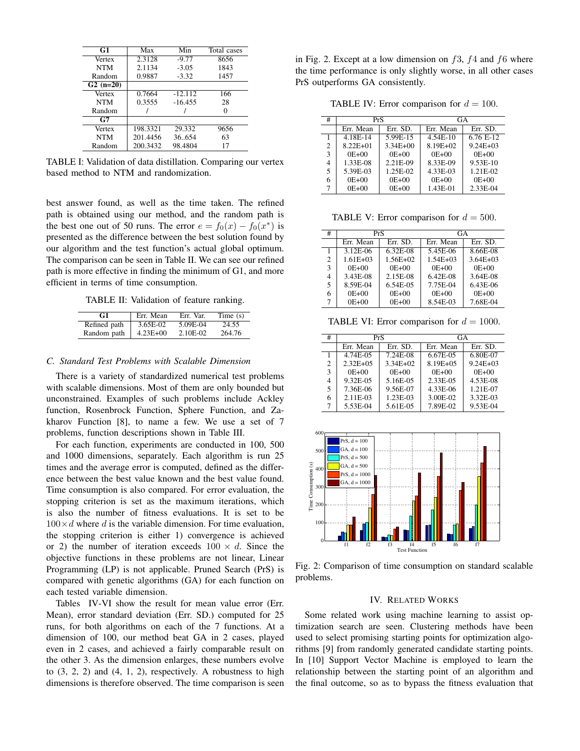| G1 | Max | Min | Total cases |
|---|---|---|---|
| Vertex | 2.3128 | -9.77 | 8656 |
| NTM | 2.1134 | -3.05 | 1843 |
| Random | 0.9887 | -3.32 | 1457 |
| **G2 (n=20)** | | | |
| Vertex | 0.7664 | -12.112 | 166 |
| NTM | 0.3555 | -16.455 | 28 |
| Random | / | / | 0 |
| **G7** | | | |
| Vertex | 198.3321 | 29.332 | 9656 |
| NTM | 201.4456 | 36..654 | 63 |
| Random | 200.3432 | 98.4804 | 17 |

TABLE I: Validation of data distillation. Comparing our vertex based method to NTM and randomization.

best answer found, as well as the time taken. The refined path is obtained using our method, and the random path is the best one out of 50 runs. The error $e = f_0(x) - f_0(x^*)$ is presented as the difference between the best solution found by our algorithm and the test function's actual global optimum. The comparison can be seen in Table II. We can see our refined path is more effective in finding the minimum of G1, and more efficient in terms of time consumption.

TABLE II: Validation of feature ranking.

| G1 | Err. Mean | Err. Var. | Time (s) |
|---|---|---|---|
| Refined path | 3.65E-02 | 5.09E-04 | 24.55 |
| Random path | 4.23E+00 | 2.10E-02 | 264.76 |

### C. Standard Test Problems with Scalable Dimension

There is a variety of standardized numerical test problems with scalable dimensions. Most of them are only bounded but unconstrained. Examples of such problems include Ackley function, Rosenbrock Function, Sphere Function, and Zakharov Function [8], to name a few. We use a set of 7 problems, function descriptions shown in Table III.

For each function, experiments are conducted in 100, 500 and 1000 dimensions, separately. Each algorithm is run 25 times and the average error is computed, defined as the difference between the best value known and the best value found. Time consumption is also compared. For error evaluation, the stopping criterion is set as the maximum iterations, which is also the number of fitness evaluations. It is set to be $100 \times d$ where $d$ is the variable dimension. For time evaluation, the stopping criterion is either 1) convergence is achieved or 2) the number of iteration exceeds $100 \times d$. Since the objective functions in these problems are not linear, Linear Programming (LP) is not applicable. Pruned Search (PrS) is compared with genetic algorithms (GA) for each function on each tested variable dimension.

Tables IV-VI show the result for mean value error (Err. Mean), error standard deviation (Err. SD.) computed for 25 runs, for both algorithms on each of the 7 functions. At a dimension of 100, our method beat GA in 2 cases, played even in 2 cases, and achieved a fairly comparable result on the other 3. As the dimension enlarges, these numbers evolve to (3, 2, 2) and (4, 1, 2), respectively. A robustness to high dimensions is therefore observed. The time comparison is seen in Fig. 2. Except at a low dimension on $f3$, $f4$ and $f6$ where the time performance is only slightly worse, in all other cases PrS outperforms GA consistently.

TABLE IV: Error comparison for $d = 100$.

| # | PrS | | GA | |
|---|---|---|---|---|
| | Err. Mean | Err. SD. | Err. Mean | Err. SD. |
| 1 | 4.18E-14 | 5.99E-15 | 4.54E-10 | 6.76 E-12 |
| 2 | 8.22E+01 | 3.34E+00 | 8.19E+02 | 9.24E+03 |
| 3 | 0E+00 | 0E+00 | 0E+00 | 0E+00 |
| 4 | 1.33E-08 | 2.21E-09 | 8.33E-09 | 9.53E-10 |
| 5 | 5.39E-03 | 1.25E-02 | 4.33E-03 | 1.21E-02 |
| 6 | 0E+00 | 0E+00 | 0E+00 | 0E+00 |
| 7 | 0E+00 | 0E+00 | 1.43E-01 | 2.33E-04 |

TABLE V: Error comparison for $d = 500$.

| # | PrS | | GA | |
|---|---|---|---|---|
| | Err. Mean | Err. SD. | Err. Mean | Err. SD. |
| 1 | 3.12E-06 | 6.32E-08 | 5.45E-06 | 8.66E-08 |
| 2 | 1.61E+03 | 1.56E+02 | 1.54E+03 | 3.64E+03 |
| 3 | 0E+00 | 0E+00 | 0E+00 | 0E+00 |
| 4 | 3.43E-08 | 2.15E-08 | 6.42E-08 | 3.64E-08 |
| 5 | 8.59E-04 | 6.54E-05 | 7.75E-04 | 6.43E-06 |
| 6 | 0E+00 | 0E+00 | 0E+00 | 0E+00 |
| 7 | 0E+00 | 0E+00 | 8.54E-03 | 7.68E-04 |

TABLE VI: Error comparison for $d = 1000$.

| # | PrS | | GA | |
|---|---|---|---|---|
| | Err. Mean | Err. SD. | Err. Mean | Err. SD. |
| 1 | 4.74E-05 | 7.24E-08 | 6.67E-05 | 6.80E-07 |
| 2 | 2.32E+05 | 3.34E+02 | 8.19E+05 | 9.24E+03 |
| 3 | 0E+00 | 0E+00 | 0E+00 | 0E+00 |
| 4 | 9.32E-05 | 5.16E-05 | 2.33E-05 | 4.53E-08 |
| 5 | 7.36E-06 | 9.56E-07 | 4.33E-06 | 1.21E-07 |
| 6 | 2.11E-03 | 1.23E-03 | 3.00E-02 | 3.32E-03 |
| 7 | 5.53E-04 | 5.61E-05 | 7.89E-02 | 9.53E-04 |

Fig. 2: Comparison of time consumption on standard scalable problems.

## IV. Related Works

Some related work using machine learning to assist optimization search are seen. Clustering methods have been used to select promising starting points for optimization algorithms [9] from randomly generated candidate starting points. In [10] Support Vector Machine is employed to learn the relationship between the starting point of an algorithm and the final outcome, so as to bypass the fitness evaluation that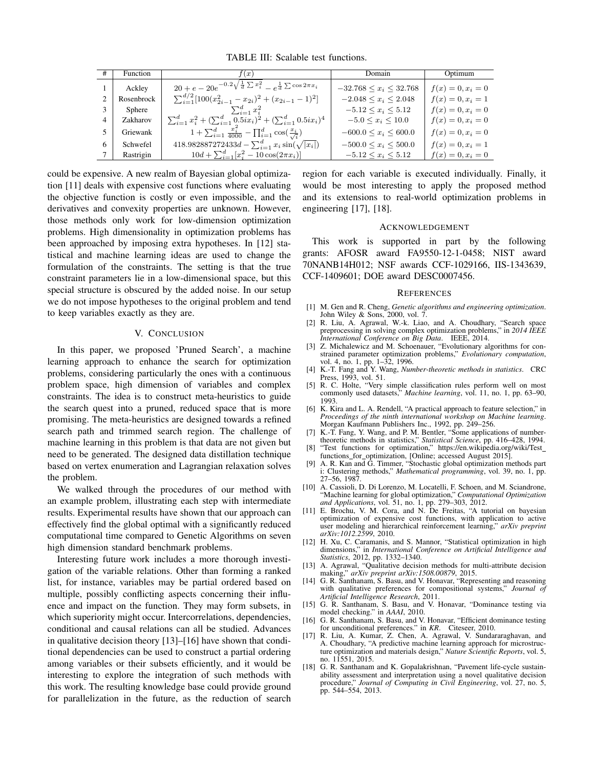TABLE III: Scalable test functions.

| # | Function | $f(x)$ | Domain | Optimum |
|---|---|---|---|---|
| 1 | Ackley | $20 + e - 20e^{-0.2\sqrt{\frac{1}{d}\sum x_i^2}} - e^{\frac{1}{d}\sum \cos 2\pi x_i}$ | $-32.768 \leq x_i \leq 32.768$ | $f(x) = 0, x_i = 0$ |
| 2 | Rosenbrock | $\sum_{i=1}^{d/2}[100(x_{2i-1}^2 - x_{2i})^2 + (x_{2i-1} - 1)^2]$ | $-2.048 \leq x_i \leq 2.048$ | $f(x) = 0, x_i = 1$ |
| 3 | Sphere | $\sum_{i=1}^{d} x_i^2$ | $-5.12 \leq x_i \leq 5.12$ | $f(x) = 0, x_i = 0$ |
| 4 | Zakharov | $\sum_{i=1}^{d} x_i^2 + (\sum_{i=1}^{d} 0.5ix_i)^2 + (\sum_{i=1}^{d} 0.5ix_i)^4$ | $-5.0 \leq x_i \leq 10.0$ | $f(x) = 0, x_i = 0$ |
| 5 | Griewank | $1 + \sum_{i=1}^{d} \frac{x_i^2}{4000} - \prod_{i=1}^{d} \cos(\frac{x_i}{\sqrt{i}})$ | $-600.0 \leq x_i \leq 600.0$ | $f(x) = 0, x_i = 0$ |
| 6 | Schwefel | $418.982887272433d - \sum_{i=1}^{d} x_i \sin(\sqrt{\lvert x_i \rvert})$ | $-500.0 \leq x_i \leq 500.0$ | $f(x) = 0, x_i = 1$ |
| 7 | Rastrigin | $10d + \sum_{i=1}^{d}[x_i^2 - 10\cos(2\pi x_i)]$ | $-5.12 \leq x_i \leq 5.12$ | $f(x) = 0, x_i = 0$ |

could be expensive. A new realm of Bayesian global optimization [11] deals with expensive cost functions where evaluating the objective function is costly or even impossible, and the derivatives and convexity properties are unknown. However, those methods only work for low-dimension optimization problems. High dimensionality in optimization problems has been approached by imposing extra hypotheses. In [12] statistical and machine learning ideas are used to change the formulation of the constraints. The setting is that the true constraint parameters lie in a low-dimensional space, but this special structure is obscured by the added noise. In our setup we do not impose hypotheses to the original problem and tend to keep variables exactly as they are.

## V. Conclusion

In this paper, we proposed 'Pruned Search', a machine learning approach to enhance the search for optimization problems, considering particularly the ones with a continuous problem space, high dimension of variables and complex constraints. The idea is to construct meta-heuristics to guide the search quest into a pruned, reduced space that is more promising. The meta-heuristics are designed towards a refined search path and trimmed search region. The challenge of machine learning in this problem is that data are not given but need to be generated. The designed data distillation technique based on vertex enumeration and Lagrangian relaxation solves the problem.

We walked through the procedures of our method with an example problem, illustrating each step with intermediate results. Experimental results have shown that our approach can effectively find the global optimal with a significantly reduced computational time compared to Genetic Algorithms on seven high dimension standard benchmark problems.

Interesting future work includes a more thorough investigation of the variable relations. Other than forming a ranked list, for instance, variables may be partial ordered based on multiple, possibly conflicting aspects concerning their influence and impact on the function. They may form subsets, in which superiority might occur. Intercorrelations, dependencies, conditional and causal relations can all be studied. Advances in qualitative decision theory [13]–[16] have shown that conditional dependencies can be used to construct a partial ordering among variables or their subsets efficiently, and it would be interesting to explore the integration of such methods with this work. The resulting knowledge base could provide ground for parallelization in the future, as the reduction of search region for each variable is executed individually. Finally, it would be most interesting to apply the proposed method and its extensions to real-world optimization problems in engineering [17], [18].

## Acknowledgement

This work is supported in part by the following grants: AFOSR award FA9550-12-1-0458; NIST award 70NANB14H012; NSF awards CCF-1029166, IIS-1343639, CCF-1409601; DOE award DESC0007456.

## References

[1] M. Gen and R. Cheng, *Genetic algorithms and engineering optimization*. John Wiley & Sons, 2000, vol. 7.

[2] R. Liu, A. Agrawal, W.-k. Liao, and A. Choudhary, "Search space preprocessing in solving complex optimization problems," in *2014 IEEE International Conference on Big Data*. IEEE, 2014.

[3] Z. Michalewicz and M. Schoenauer, "Evolutionary algorithms for constrained parameter optimization problems," *Evolutionary computation*, vol. 4, no. 1, pp. 1–32, 1996.

[4] K.-T. Fang and Y. Wang, *Number-theoretic methods in statistics*. CRC Press, 1993, vol. 51.

[5] R. C. Holte, "Very simple classification rules perform well on most commonly used datasets," *Machine learning*, vol. 11, no. 1, pp. 63–90, 1993.

[6] K. Kira and L. A. Rendell, "A practical approach to feature selection," in *Proceedings of the ninth international workshop on Machine learning*. Morgan Kaufmann Publishers Inc., 1992, pp. 249–256.

[7] K.-T. Fang, Y. Wang, and P. M. Bentler, "Some applications of number-theoretic methods in statistics," *Statistical Science*, pp. 416–428, 1994.

[8] "Test functions for optimization," https://en.wikipedia.org/wiki/Test_functions_for_optimization, [Online; accessed August 2015].

[9] A. R. Kan and G. Timmer, "Stochastic global optimization methods part i: Clustering methods," *Mathematical programming*, vol. 39, no. 1, pp. 27–56, 1987.

[10] A. Cassioli, D. Di Lorenzo, M. Locatelli, F. Schoen, and M. Sciandrone, "Machine learning for global optimization," *Computational Optimization and Applications*, vol. 51, no. 1, pp. 279–303, 2012.

[11] E. Brochu, V. M. Cora, and N. De Freitas, "A tutorial on bayesian optimization of expensive cost functions, with application to active user modeling and hierarchical reinforcement learning," *arXiv preprint arXiv:1012.2599*, 2010.

[12] H. Xu, C. Caramanis, and S. Mannor, "Statistical optimization in high dimensions," in *International Conference on Artificial Intelligence and Statistics*, 2012, pp. 1332–1340.

[13] A. Agrawal, "Qualitative decision methods for multi-attribute decision making," *arXiv preprint arXiv:1508.00879*, 2015.

[14] G. R. Santhanam, S. Basu, and V. Honavar, "Representing and reasoning with qualitative preferences for compositional systems," *Journal of Artificial Intelligence Research*, 2011.

[15] G. R. Santhanam, S. Basu, and V. Honavar, "Dominance testing via model checking." in *AAAI*, 2010.

[16] G. R. Santhanam, S. Basu, and V. Honavar, "Efficient dominance testing for unconditional preferences." in *KR*. Citeseer, 2010.

[17] R. Liu, A. Kumar, Z. Chen, A. Agrawal, V. Sundararaghavan, and A. Choudhary, "A predictive machine learning approach for microstructure optimization and materials design," *Nature Scientific Reports*, vol. 5, no. 11551, 2015.

[18] G. R. Santhanam and K. Gopalakrishnan, "Pavement life-cycle sustainability assessment and interpretation using a novel qualitative decision procedure," *Journal of Computing in Civil Engineering*, vol. 27, no. 5, pp. 544–554, 2013.